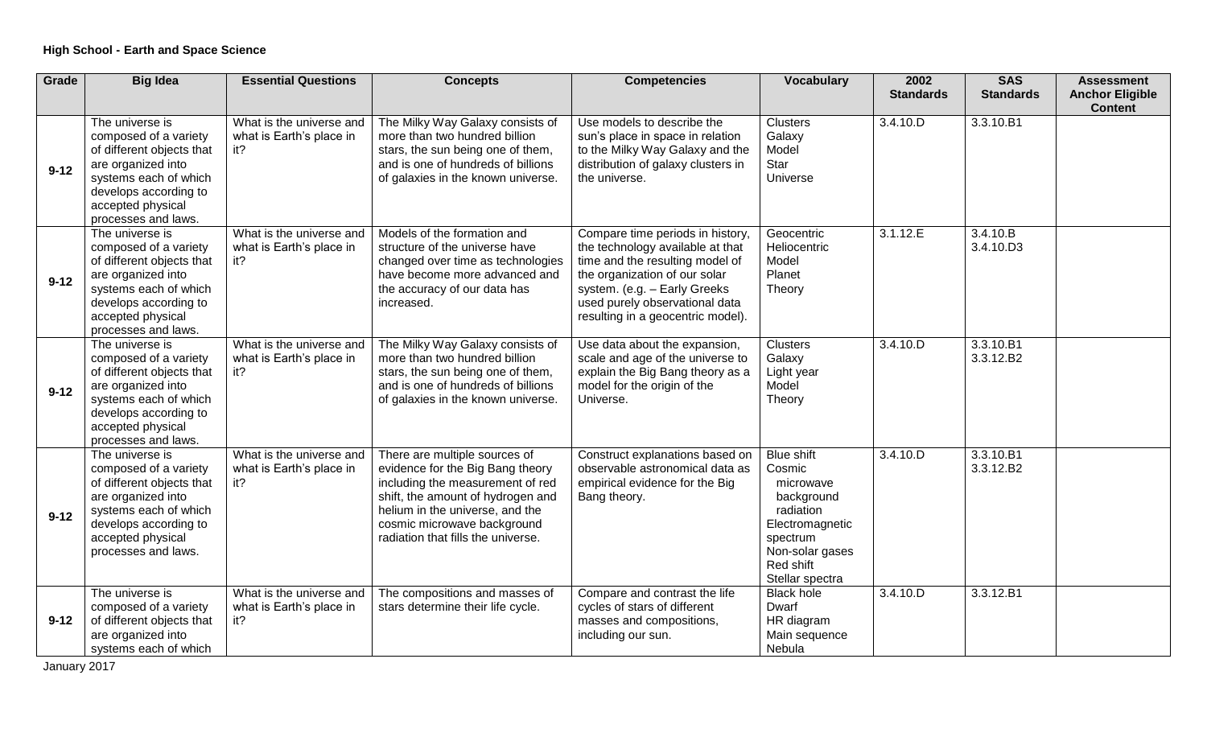**High School - Earth and Space Science**

| Grade | Big Idea | Essential Questions | Concepts | Competencies | Vocabulary | 2002 Standards | SAS Standards | Assessment Anchor Eligible Content |
|---|---|---|---|---|---|---|---|---|
| 9-12 | The universe is composed of a variety of different objects that are organized into systems each of which develops according to accepted physical processes and laws. | What is the universe and what is Earth's place in it? | The Milky Way Galaxy consists of more than two hundred billion stars, the sun being one of them, and is one of hundreds of billions of galaxies in the known universe. | Use models to describe the sun's place in space in relation to the Milky Way Galaxy and the distribution of galaxy clusters in the universe. | Clusters<br>Galaxy<br>Model<br>Star<br>Universe | 3.4.10.D | 3.3.10.B1 | |
| 9-12 | The universe is composed of a variety of different objects that are organized into systems each of which develops according to accepted physical processes and laws. | What is the universe and what is Earth's place in it? | Models of the formation and structure of the universe have changed over time as technologies have become more advanced and the accuracy of our data has increased. | Compare time periods in history, the technology available at that time and the resulting model of the organization of our solar system. (e.g. – Early Greeks used purely observational data resulting in a geocentric model). | Geocentric<br>Heliocentric<br>Model<br>Planet<br>Theory | 3.1.12.E | 3.4.10.B<br>3.4.10.D3 | |
| 9-12 | The universe is composed of a variety of different objects that are organized into systems each of which develops according to accepted physical processes and laws. | What is the universe and what is Earth's place in it? | The Milky Way Galaxy consists of more than two hundred billion stars, the sun being one of them, and is one of hundreds of billions of galaxies in the known universe. | Use data about the expansion, scale and age of the universe to explain the Big Bang theory as a model for the origin of the Universe. | Clusters<br>Galaxy<br>Light year<br>Model<br>Theory | 3.4.10.D | 3.3.10.B1<br>3.3.12.B2 | |
| 9-12 | The universe is composed of a variety of different objects that are organized into systems each of which develops according to accepted physical processes and laws. | What is the universe and what is Earth's place in it? | There are multiple sources of evidence for the Big Bang theory including the measurement of red shift, the amount of hydrogen and helium in the universe, and the cosmic microwave background radiation that fills the universe. | Construct explanations based on observable astronomical data as empirical evidence for the Big Bang theory. | Blue shift<br>Cosmic microwave background radiation<br>Electromagnetic spectrum<br>Non-solar gases<br>Red shift<br>Stellar spectra | 3.4.10.D | 3.3.10.B1<br>3.3.12.B2 | |
| 9-12 | The universe is composed of a variety of different objects that are organized into systems each of which | What is the universe and what is Earth's place in it? | The compositions and masses of stars determine their life cycle. | Compare and contrast the life cycles of stars of different masses and compositions, including our sun. | Black hole<br>Dwarf<br>HR diagram<br>Main sequence<br>Nebula | 3.4.10.D | 3.3.12.B1 | |

January 2017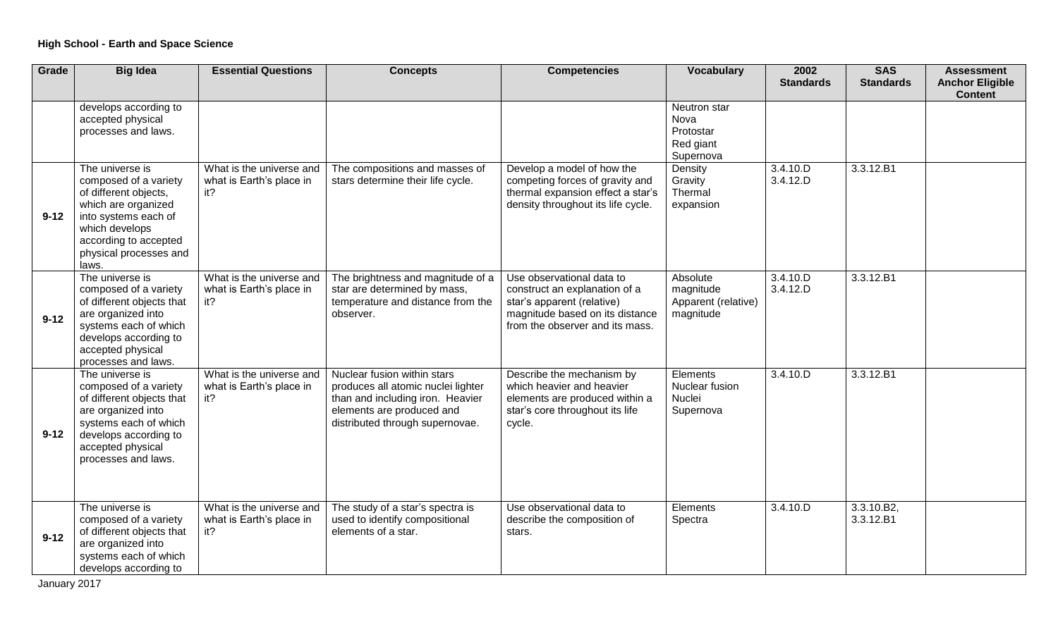**High School - Earth and Space Science**

| Grade | Big Idea | Essential Questions | Concepts | Competencies | Vocabulary | 2002 Standards | SAS Standards | Assessment Anchor Eligible Content |
|---|---|---|---|---|---|---|---|---|
| | develops according to accepted physical processes and laws. | | | | Neutron star<br>Nova<br>Protostar<br>Red giant<br>Supernova | | | |
| 9-12 | The universe is composed of a variety of different objects, which are organized into systems each of which develops according to accepted physical processes and laws. | What is the universe and what is Earth's place in it? | The compositions and masses of stars determine their life cycle. | Develop a model of how the competing forces of gravity and thermal expansion effect a star's density throughout its life cycle. | Density<br>Gravity<br>Thermal expansion | 3.4.10.D<br>3.4.12.D | 3.3.12.B1 | |
| 9-12 | The universe is composed of a variety of different objects that are organized into systems each of which develops according to accepted physical processes and laws. | What is the universe and what is Earth's place in it? | The brightness and magnitude of a star are determined by mass, temperature and distance from the observer. | Use observational data to construct an explanation of a star's apparent (relative) magnitude based on its distance from the observer and its mass. | Absolute magnitude<br>Apparent (relative) magnitude | 3.4.10.D<br>3.4.12.D | 3.3.12.B1 | |
| 9-12 | The universe is composed of a variety of different objects that are organized into systems each of which develops according to accepted physical processes and laws. | What is the universe and what is Earth's place in it? | Nuclear fusion within stars produces all atomic nuclei lighter than and including iron. Heavier elements are produced and distributed through supernovae. | Describe the mechanism by which heavier and heavier elements are produced within a star's core throughout its life cycle. | Elements<br>Nuclear fusion<br>Nuclei<br>Supernova | 3.4.10.D | 3.3.12.B1 | |
| 9-12 | The universe is composed of a variety of different objects that are organized into systems each of which develops according to | What is the universe and what is Earth's place in it? | The study of a star's spectra is used to identify compositional elements of a star. | Use observational data to describe the composition of stars. | Elements<br>Spectra | 3.4.10.D | 3.3.10.B2,<br>3.3.12.B1 | |

January 2017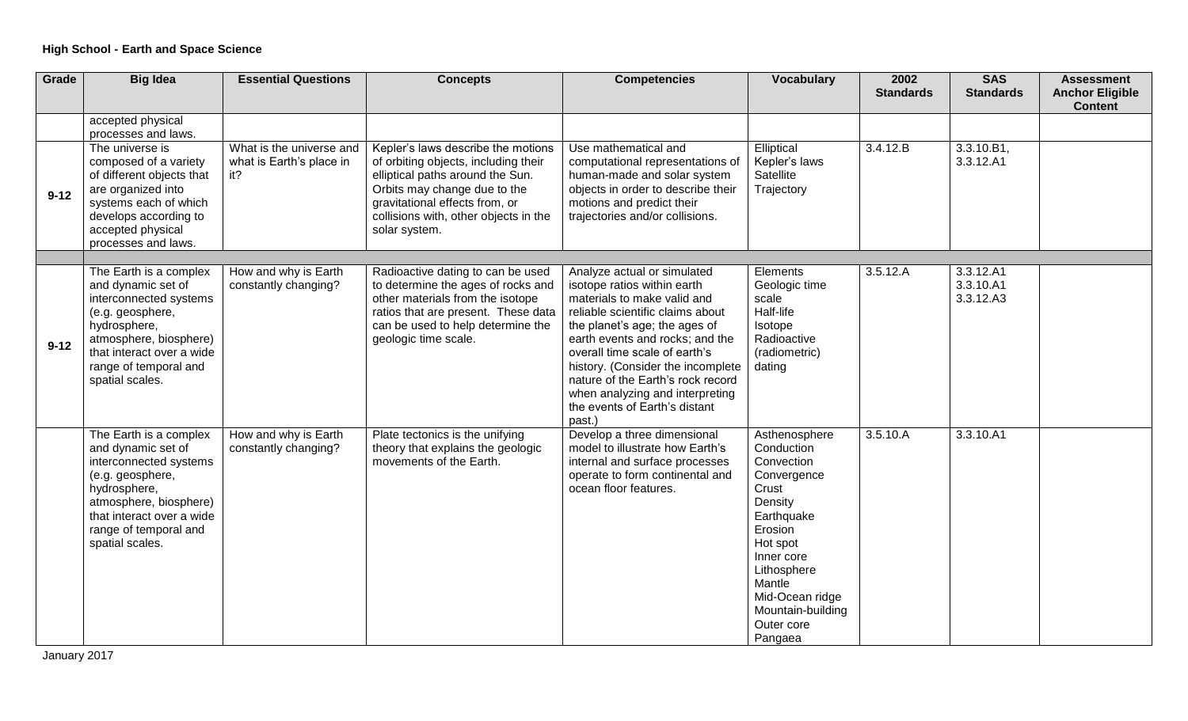**High School - Earth and Space Science**

| Grade | Big Idea | Essential Questions | Concepts | Competencies | Vocabulary | 2002 Standards | SAS Standards | Assessment Anchor Eligible Content |
|---|---|---|---|---|---|---|---|---|
| | accepted physical processes and laws. | | | | | | | |
| 9-12 | The universe is composed of a variety of different objects that are organized into systems each of which develops according to accepted physical processes and laws. | What is the universe and what is Earth's place in it? | Kepler's laws describe the motions of orbiting objects, including their elliptical paths around the Sun. Orbits may change due to the gravitational effects from, or collisions with, other objects in the solar system. | Use mathematical and computational representations of human-made and solar system objects in order to describe their motions and predict their trajectories and/or collisions. | Elliptical<br>Kepler's laws<br>Satellite<br>Trajectory | 3.4.12.B | 3.3.10.B1, 3.3.12.A1 | |
| | | | | | | | | |
| 9-12 | The Earth is a complex and dynamic set of interconnected systems (e.g. geosphere, hydrosphere, atmosphere, biosphere) that interact over a wide range of temporal and spatial scales. | How and why is Earth constantly changing? | Radioactive dating to can be used to determine the ages of rocks and other materials from the isotope ratios that are present. These data can be used to help determine the geologic time scale. | Analyze actual or simulated isotope ratios within earth materials to make valid and reliable scientific claims about the planet's age; the ages of earth events and rocks; and the overall time scale of earth's history. (Consider the incomplete nature of the Earth's rock record when analyzing and interpreting the events of Earth's distant past.) | Elements<br>Geologic time scale<br>Half-life<br>Isotope<br>Radioactive (radiometric) dating | 3.5.12.A | 3.3.12.A1<br>3.3.10.A1<br>3.3.12.A3 | |
| | The Earth is a complex and dynamic set of interconnected systems (e.g. geosphere, hydrosphere, atmosphere, biosphere) that interact over a wide range of temporal and spatial scales. | How and why is Earth constantly changing? | Plate tectonics is the unifying theory that explains the geologic movements of the Earth. | Develop a three dimensional model to illustrate how Earth's internal and surface processes operate to form continental and ocean floor features. | Asthenosphere<br>Conduction<br>Convection<br>Convergence<br>Crust<br>Density<br>Earthquake<br>Erosion<br>Hot spot<br>Inner core<br>Lithosphere<br>Mantle<br>Mid-Ocean ridge<br>Mountain-building<br>Outer core<br>Pangaea | 3.5.10.A | 3.3.10.A1 | |

January 2017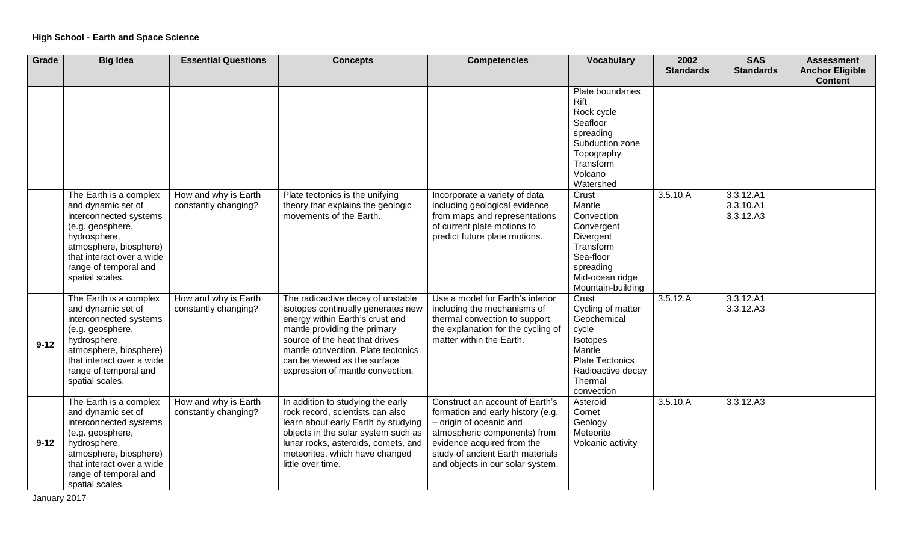**High School - Earth and Space Science**

| Grade | Big Idea | Essential Questions | Concepts | Competencies | Vocabulary | 2002 Standards | SAS Standards | Assessment Anchor Eligible Content |
|---|---|---|---|---|---|---|---|---|
| | | | | | Plate boundaries<br>Rift<br>Rock cycle<br>Seafloor spreading<br>Subduction zone<br>Topography<br>Transform<br>Volcano<br>Watershed | | | |
| | The Earth is a complex and dynamic set of interconnected systems (e.g. geosphere, hydrosphere, atmosphere, biosphere) that interact over a wide range of temporal and spatial scales. | How and why is Earth constantly changing? | Plate tectonics is the unifying theory that explains the geologic movements of the Earth. | Incorporate a variety of data including geological evidence from maps and representations of current plate motions to predict future plate motions. | Crust<br>Mantle<br>Convection<br>Convergent<br>Divergent<br>Transform<br>Sea-floor spreading<br>Mid-ocean ridge<br>Mountain-building | 3.5.10.A | 3.3.12.A1<br>3.3.10.A1<br>3.3.12.A3 | |
| 9-12 | The Earth is a complex and dynamic set of interconnected systems (e.g. geosphere, hydrosphere, atmosphere, biosphere) that interact over a wide range of temporal and spatial scales. | How and why is Earth constantly changing? | The radioactive decay of unstable isotopes continually generates new energy within Earth's crust and mantle providing the primary source of the heat that drives mantle convection. Plate tectonics can be viewed as the surface expression of mantle convection. | Use a model for Earth's interior including the mechanisms of thermal convection to support the explanation for the cycling of matter within the Earth. | Crust<br>Cycling of matter<br>Geochemical cycle<br>Isotopes<br>Mantle<br>Plate Tectonics<br>Radioactive decay<br>Thermal convection | 3.5.12.A | 3.3.12.A1<br>3.3.12.A3 | |
| 9-12 | The Earth is a complex and dynamic set of interconnected systems (e.g. geosphere, hydrosphere, atmosphere, biosphere) that interact over a wide range of temporal and spatial scales. | How and why is Earth constantly changing? | In addition to studying the early rock record, scientists can also learn about early Earth by studying objects in the solar system such as lunar rocks, asteroids, comets, and meteorites, which have changed little over time. | Construct an account of Earth's formation and early history (e.g. – origin of oceanic and atmospheric components) from evidence acquired from the study of ancient Earth materials and objects in our solar system. | Asteroid<br>Comet<br>Geology<br>Meteorite<br>Volcanic activity | 3.5.10.A | 3.3.12.A3 | |

January 2017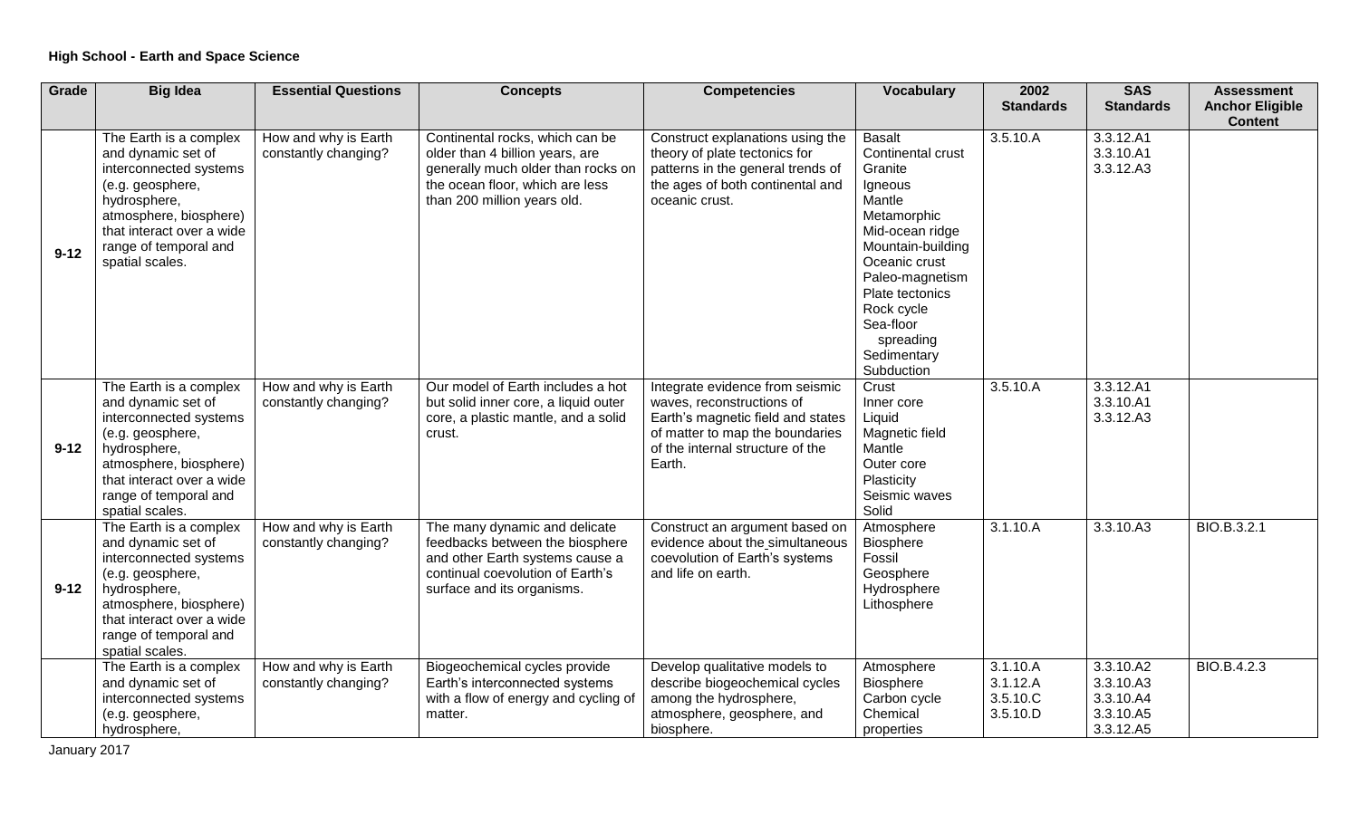**High School - Earth and Space Science**

| Grade | Big Idea | Essential Questions | Concepts | Competencies | Vocabulary | 2002 Standards | SAS Standards | Assessment Anchor Eligible Content |
|---|---|---|---|---|---|---|---|---|
| 9-12 | The Earth is a complex and dynamic set of interconnected systems (e.g. geosphere, hydrosphere, atmosphere, biosphere) that interact over a wide range of temporal and spatial scales. | How and why is Earth constantly changing? | Continental rocks, which can be older than 4 billion years, are generally much older than rocks on the ocean floor, which are less than 200 million years old. | Construct explanations using the theory of plate tectonics for patterns in the general trends of the ages of both continental and oceanic crust. | Basalt<br>Continental crust<br>Granite<br>Igneous<br>Mantle<br>Metamorphic<br>Mid-ocean ridge<br>Mountain-building<br>Oceanic crust<br>Paleo-magnetism<br>Plate tectonics<br>Rock cycle<br>Sea-floor spreading<br>Sedimentary<br>Subduction | 3.5.10.A | 3.3.12.A1<br>3.3.10.A1<br>3.3.12.A3 | |
| 9-12 | The Earth is a complex and dynamic set of interconnected systems (e.g. geosphere, hydrosphere, atmosphere, biosphere) that interact over a wide range of temporal and spatial scales. | How and why is Earth constantly changing? | Our model of Earth includes a hot but solid inner core, a liquid outer core, a plastic mantle, and a solid crust. | Integrate evidence from seismic waves, reconstructions of Earth's magnetic field and states of matter to map the boundaries of the internal structure of the Earth. | Crust<br>Inner core<br>Liquid<br>Magnetic field<br>Mantle<br>Outer core<br>Plasticity<br>Seismic waves<br>Solid | 3.5.10.A | 3.3.12.A1<br>3.3.10.A1<br>3.3.12.A3 | |
| 9-12 | The Earth is a complex and dynamic set of interconnected systems (e.g. geosphere, hydrosphere, atmosphere, biosphere) that interact over a wide range of temporal and spatial scales. | How and why is Earth constantly changing? | The many dynamic and delicate feedbacks between the biosphere and other Earth systems cause a continual coevolution of Earth's surface and its organisms. | Construct an argument based on evidence about the simultaneous coevolution of Earth's systems and life on earth. | Atmosphere<br>Biosphere<br>Fossil<br>Geosphere<br>Hydrosphere<br>Lithosphere | 3.1.10.A | 3.3.10.A3 | BIO.B.3.2.1 |
| | The Earth is a complex and dynamic set of interconnected systems (e.g. geosphere, hydrosphere, | How and why is Earth constantly changing? | Biogeochemical cycles provide Earth's interconnected systems with a flow of energy and cycling of matter. | Develop qualitative models to describe biogeochemical cycles among the hydrosphere, atmosphere, geosphere, and biosphere. | Atmosphere<br>Biosphere<br>Carbon cycle<br>Chemical properties | 3.1.10.A<br>3.1.12.A<br>3.5.10.C<br>3.5.10.D | 3.3.10.A2<br>3.3.10.A3<br>3.3.10.A4<br>3.3.10.A5<br>3.3.12.A5 | BIO.B.4.2.3 |

January 2017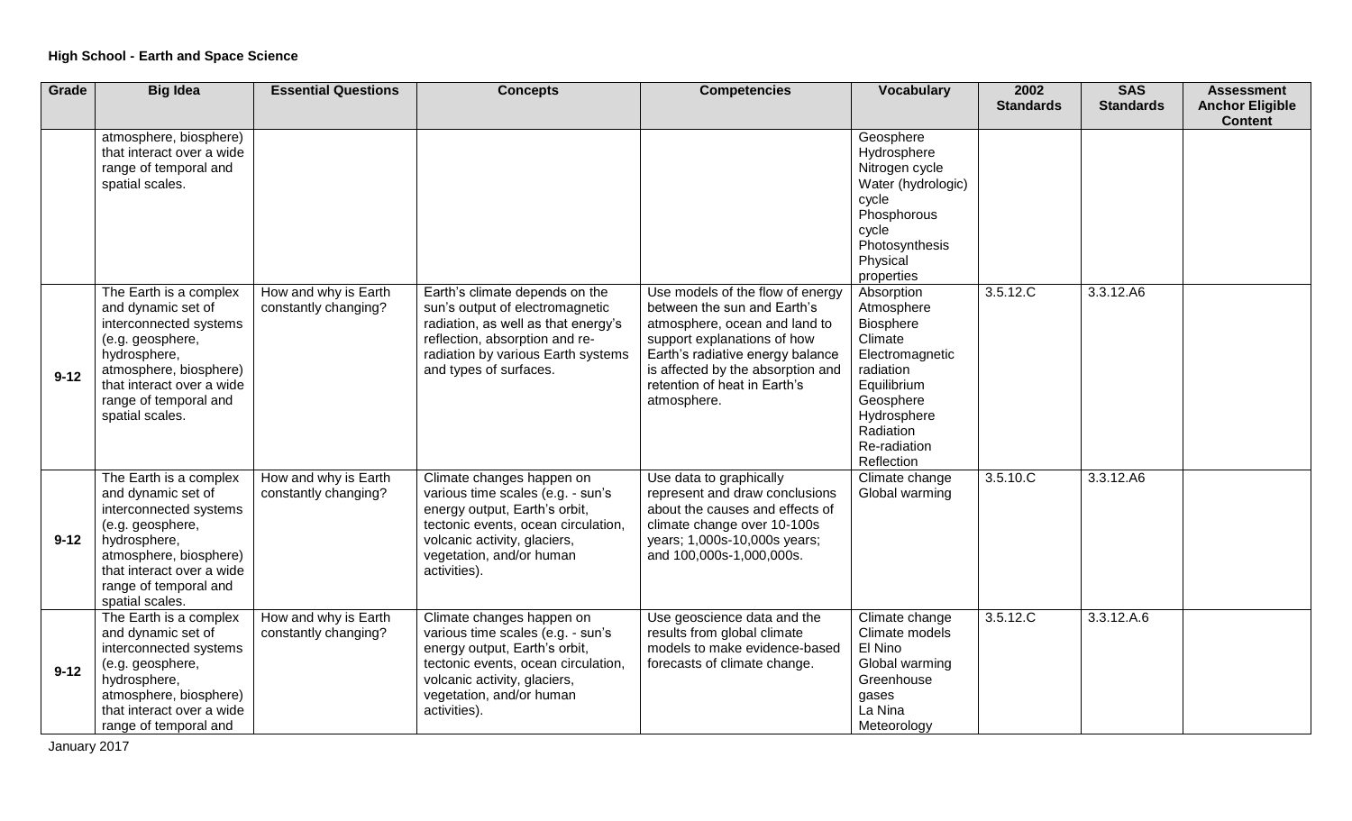**High School - Earth and Space Science**

| Grade | Big Idea | Essential Questions | Concepts | Competencies | Vocabulary | 2002 Standards | SAS Standards | Assessment Anchor Eligible Content |
|---|---|---|---|---|---|---|---|---|
| | atmosphere, biosphere) that interact over a wide range of temporal and spatial scales. | | | | Geosphere Hydrosphere Nitrogen cycle Water (hydrologic) cycle Phosphorous cycle Photosynthesis Physical properties | | | |
| 9-12 | The Earth is a complex and dynamic set of interconnected systems (e.g. geosphere, hydrosphere, atmosphere, biosphere) that interact over a wide range of temporal and spatial scales. | How and why is Earth constantly changing? | Earth's climate depends on the sun's output of electromagnetic radiation, as well as that energy's reflection, absorption and re-radiation by various Earth systems and types of surfaces. | Use models of the flow of energy between the sun and Earth's atmosphere, ocean and land to support explanations of how Earth's radiative energy balance is affected by the absorption and retention of heat in Earth's atmosphere. | Absorption Atmosphere Biosphere Climate Electromagnetic radiation Equilibrium Geosphere Hydrosphere Radiation Re-radiation Reflection | 3.5.12.C | 3.3.12.A6 | |
| 9-12 | The Earth is a complex and dynamic set of interconnected systems (e.g. geosphere, hydrosphere, atmosphere, biosphere) that interact over a wide range of temporal and spatial scales. | How and why is Earth constantly changing? | Climate changes happen on various time scales (e.g. - sun's energy output, Earth's orbit, tectonic events, ocean circulation, volcanic activity, glaciers, vegetation, and/or human activities). | Use data to graphically represent and draw conclusions about the causes and effects of climate change over 10-100s years; 1,000s-10,000s years; and 100,000s-1,000,000s. | Climate change Global warming | 3.5.10.C | 3.3.12.A6 | |
| 9-12 | The Earth is a complex and dynamic set of interconnected systems (e.g. geosphere, hydrosphere, atmosphere, biosphere) that interact over a wide range of temporal and | How and why is Earth constantly changing? | Climate changes happen on various time scales (e.g. - sun's energy output, Earth's orbit, tectonic events, ocean circulation, volcanic activity, glaciers, vegetation, and/or human activities). | Use geoscience data and the results from global climate models to make evidence-based forecasts of climate change. | Climate change Climate models El Nino Global warming Greenhouse gases La Nina Meteorology | 3.5.12.C | 3.3.12.A.6 | |

January 2017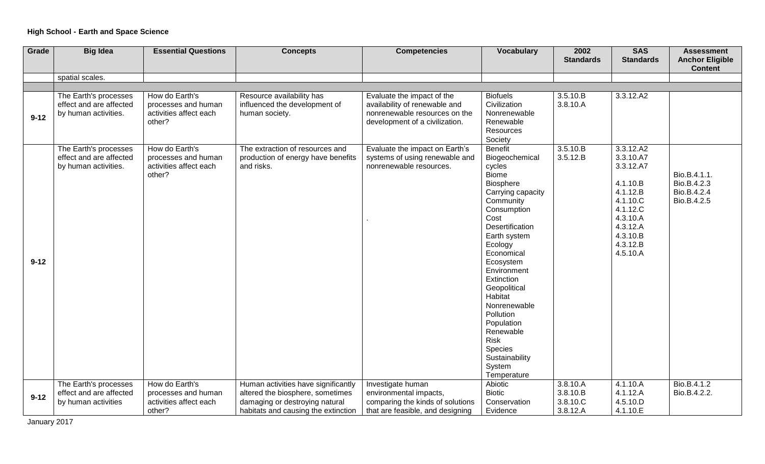**High School - Earth and Space Science**

| Grade | Big Idea | Essential Questions | Concepts | Competencies | Vocabulary | 2002 Standards | SAS Standards | Assessment Anchor Eligible Content |
|---|---|---|---|---|---|---|---|---|
| | spatial scales. | | | | | | | |
| | | | | | | | | |
| 9-12 | The Earth's processes effect and are affected by human activities. | How do Earth's processes and human activities affect each other? | Resource availability has influenced the development of human society. | Evaluate the impact of the availability of renewable and nonrenewable resources on the development of a civilization. | Biofuels<br>Civilization<br>Nonrenewable<br>Renewable<br>Resources<br>Society | 3.5.10.B<br>3.8.10.A | 3.3.12.A2 | |
| 9-12 | The Earth's processes effect and are affected by human activities. | How do Earth's processes and human activities affect each other? | The extraction of resources and production of energy have benefits and risks. | Evaluate the impact on Earth's systems of using renewable and nonrenewable resources.<br><br>. | Benefit<br>Biogeochemical cycles<br>Biome<br>Biosphere<br>Carrying capacity<br>Community<br>Consumption<br>Cost<br>Desertification<br>Earth system<br>Ecology<br>Economical<br>Ecosystem<br>Environment<br>Extinction<br>Geopolitical<br>Habitat<br>Nonrenewable<br>Pollution<br>Population<br>Renewable<br>Risk<br>Species<br>Sustainability<br>System<br>Temperature | 3.5.10.B<br>3.5.12.B | 3.3.12.A2<br>3.3.10.A7<br>3.3.12.A7<br><br>4.1.10.B<br>4.1.12.B<br>4.1.10.C<br>4.1.12.C<br>4.3.10.A<br>4.3.12.A<br>4.3.10.B<br>4.3.12.B<br>4.5.10.A | Bio.B.4.1.1.<br>Bio.B.4.2.3<br>Bio.B.4.2.4<br>Bio.B.4.2.5 |
| 9-12 | The Earth's processes effect and are affected by human activities | How do Earth's processes and human activities affect each other? | Human activities have significantly altered the biosphere, sometimes damaging or destroying natural habitats and causing the extinction | Investigate human environmental impacts, comparing the kinds of solutions that are feasible, and designing | Abiotic<br>Biotic<br>Conservation<br>Evidence | 3.8.10.A<br>3.8.10.B<br>3.8.10.C<br>3.8.12.A | 4.1.10.A<br>4.1.12.A<br>4.5.10.D<br>4.1.10.E | Bio.B.4.1.2<br>Bio.B.4.2.2. |

January 2017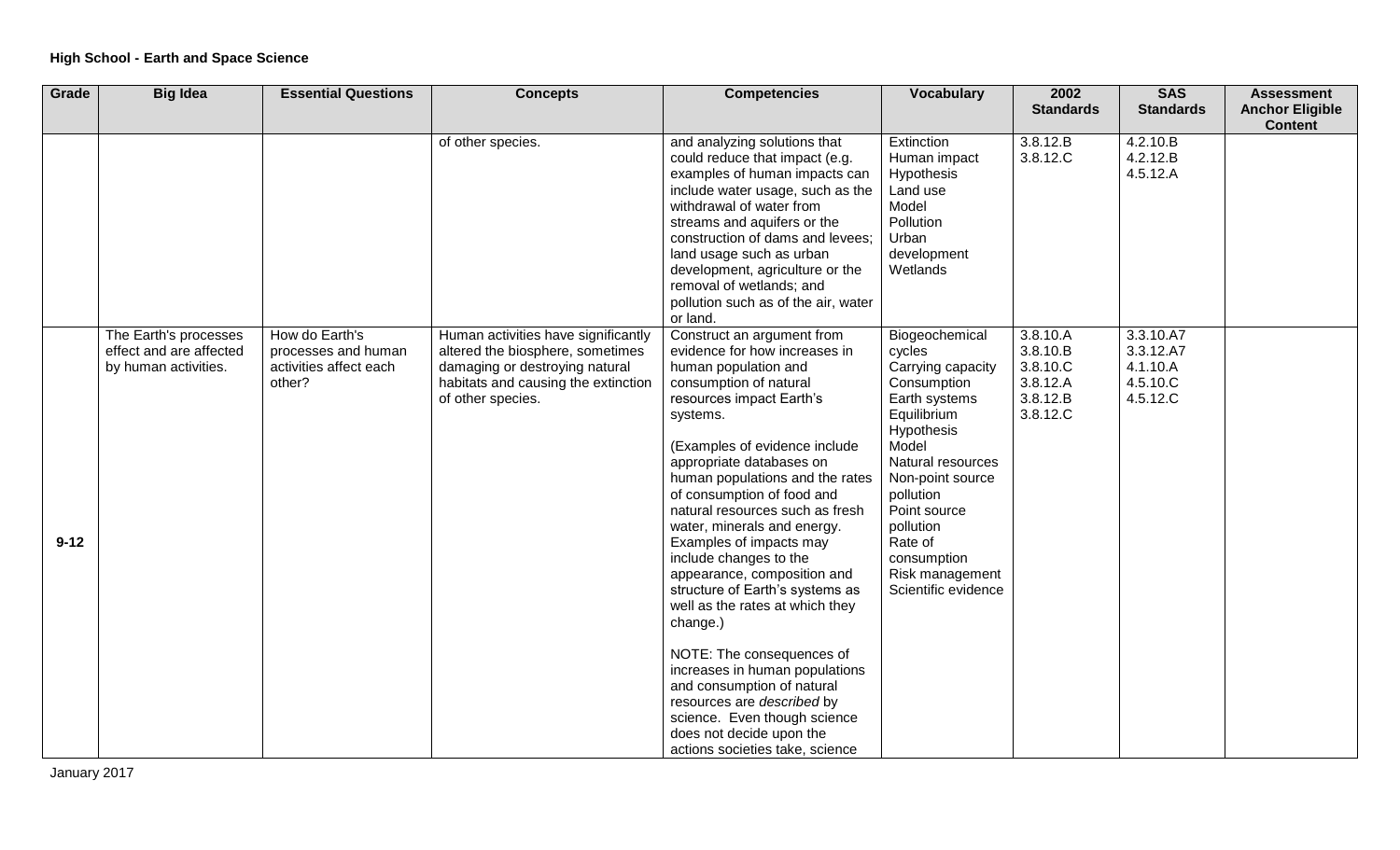**High School - Earth and Space Science**

| Grade | Big Idea | Essential Questions | Concepts | Competencies | Vocabulary | 2002 Standards | SAS Standards | Assessment Anchor Eligible Content |
|---|---|---|---|---|---|---|---|---|
| | | | of other species. | and analyzing solutions that could reduce that impact (e.g. examples of human impacts can include water usage, such as the withdrawal of water from streams and aquifers or the construction of dams and levees; land usage such as urban development, agriculture or the removal of wetlands; and pollution such as of the air, water or land. | Extinction<br>Human impact<br>Hypothesis<br>Land use<br>Model<br>Pollution<br>Urban development<br>Wetlands | 3.8.12.B<br>3.8.12.C | 4.2.10.B<br>4.2.12.B<br>4.5.12.A | |
| 9-12 | The Earth's processes effect and are affected by human activities. | How do Earth's processes and human activities affect each other? | Human activities have significantly altered the biosphere, sometimes damaging or destroying natural habitats and causing the extinction of other species. | Construct an argument from evidence for how increases in human population and consumption of natural resources impact Earth's systems.<br><br>(Examples of evidence include appropriate databases on human populations and the rates of consumption of food and natural resources such as fresh water, minerals and energy. Examples of impacts may include changes to the appearance, composition and structure of Earth's systems as well as the rates at which they change.)<br><br>NOTE: The consequences of increases in human populations and consumption of natural resources are *described* by science. Even though science does not decide upon the actions societies take, science | Biogeochemical cycles<br>Carrying capacity<br>Consumption<br>Earth systems<br>Equilibrium<br>Hypothesis<br>Model<br>Natural resources<br>Non-point source pollution<br>Point source pollution<br>Rate of consumption<br>Risk management<br>Scientific evidence | 3.8.10.A<br>3.8.10.B<br>3.8.10.C<br>3.8.12.A<br>3.8.12.B<br>3.8.12.C | 3.3.10.A7<br>3.3.12.A7<br>4.1.10.A<br>4.5.10.C<br>4.5.12.C | |

January 2017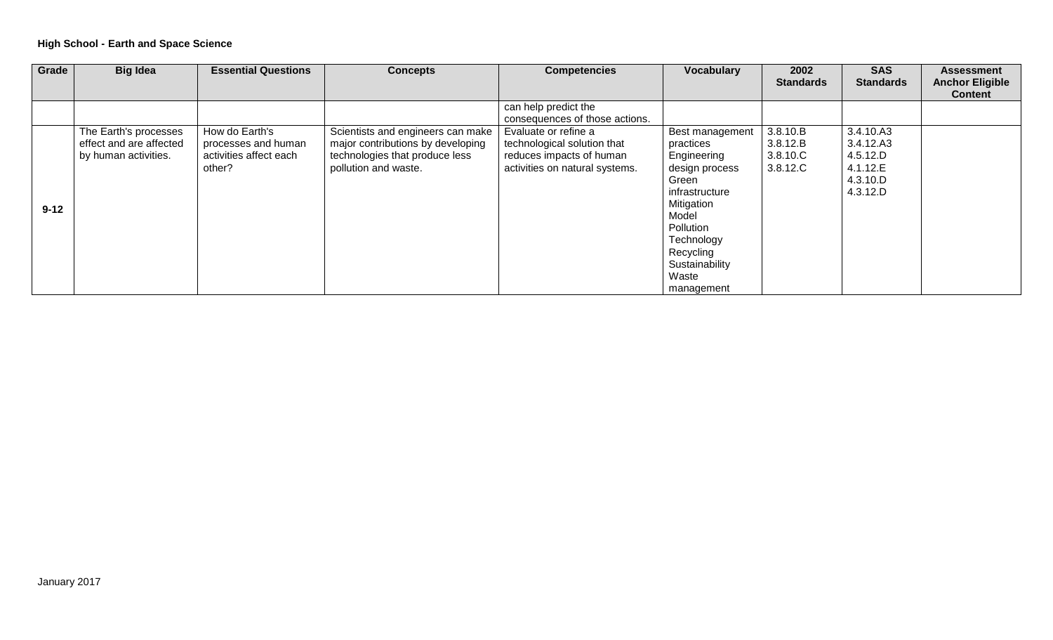**High School - Earth and Space Science**

| Grade | Big Idea | Essential Questions | Concepts | Competencies | Vocabulary | 2002 Standards | SAS Standards | Assessment Anchor Eligible Content |
|---|---|---|---|---|---|---|---|---|
| | | | | can help predict the consequences of those actions. | | | | |
| 9-12 | The Earth's processes effect and are affected by human activities. | How do Earth's processes and human activities affect each other? | Scientists and engineers can make major contributions by developing technologies that produce less pollution and waste. | Evaluate or refine a technological solution that reduces impacts of human activities on natural systems. | Best management practices<br>Engineering design process<br>Green infrastructure<br>Mitigation<br>Model<br>Pollution<br>Technology<br>Recycling<br>Sustainability<br>Waste management | 3.8.10.B<br>3.8.12.B<br>3.8.10.C<br>3.8.12.C | 3.4.10.A3<br>3.4.12.A3<br>4.5.12.D<br>4.1.12.E<br>4.3.10.D<br>4.3.12.D | |

January 2017